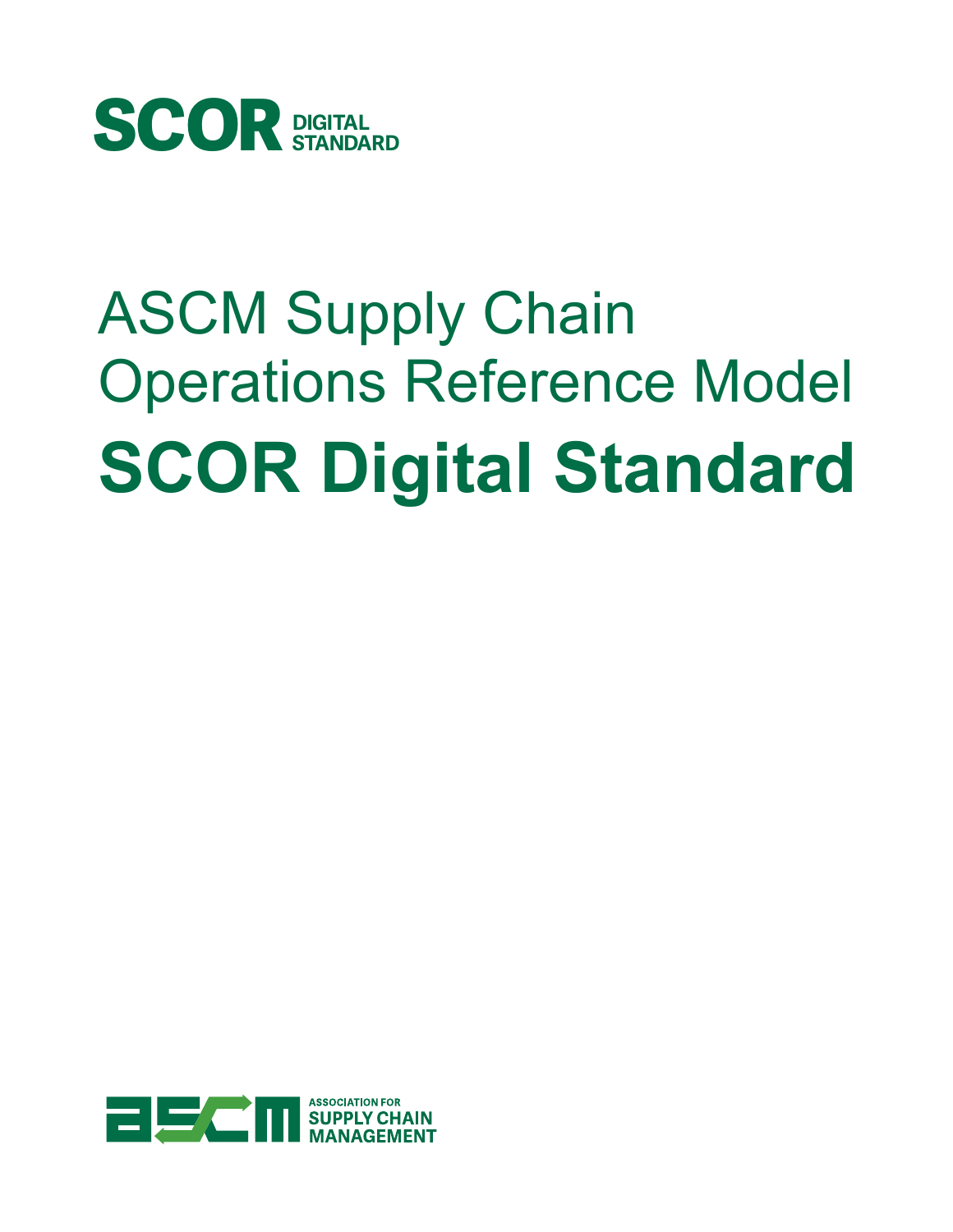SCOR DIGITAL STANDARD

# ASCM Supply Chain Operations Reference Model

# SCOR Digital Standard

ASSOCIATION FOR SUPPLY CHAIN MANAGEMENT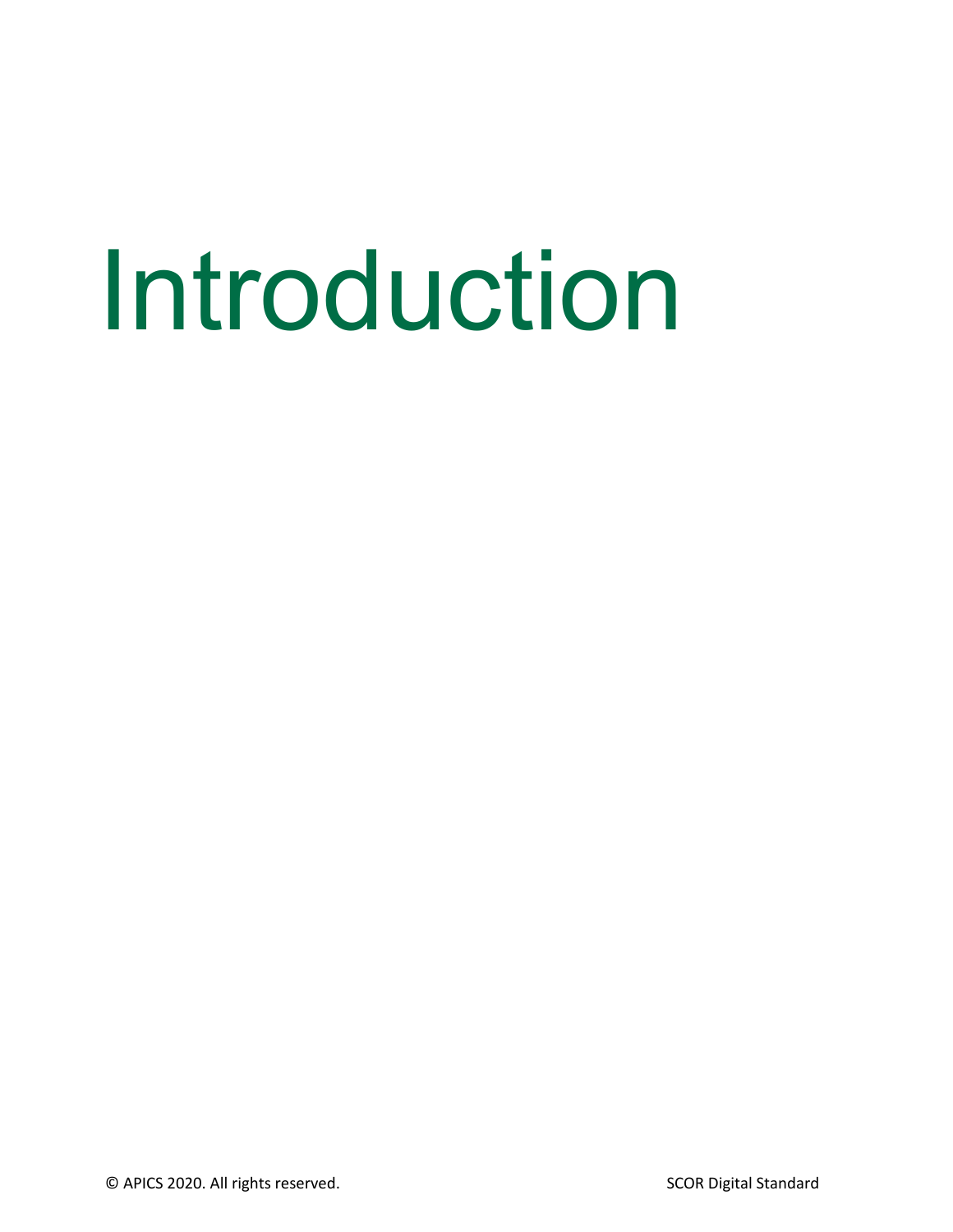# Introduction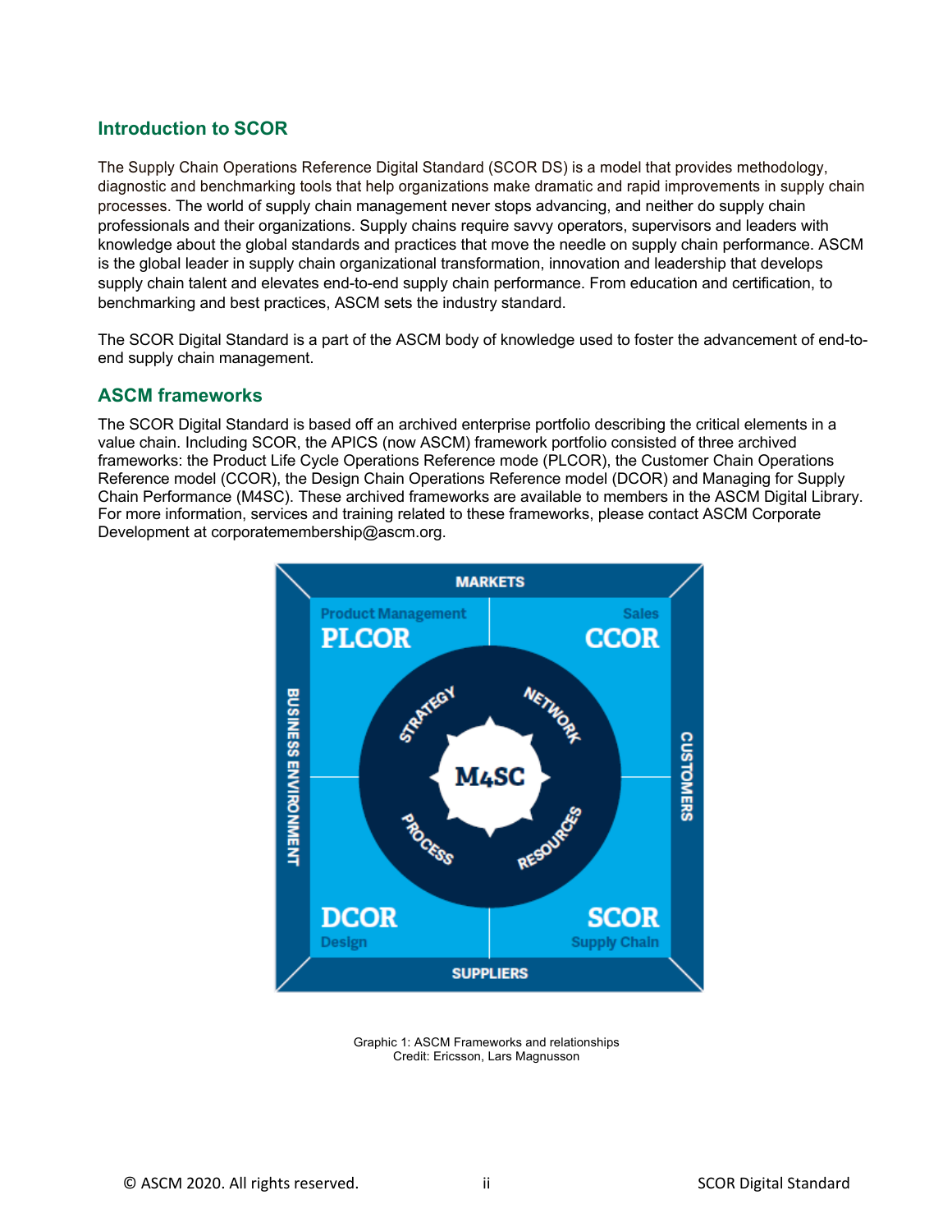## Introduction to SCOR

The Supply Chain Operations Reference Digital Standard (SCOR DS) is a model that provides methodology, diagnostic and benchmarking tools that help organizations make dramatic and rapid improvements in supply chain processes. The world of supply chain management never stops advancing, and neither do supply chain professionals and their organizations. Supply chains require savvy operators, supervisors and leaders with knowledge about the global standards and practices that move the needle on supply chain performance. ASCM is the global leader in supply chain organizational transformation, innovation and leadership that develops supply chain talent and elevates end-to-end supply chain performance. From education and certification, to benchmarking and best practices, ASCM sets the industry standard.

The SCOR Digital Standard is a part of the ASCM body of knowledge used to foster the advancement of end-to-end supply chain management.

## ASCM frameworks

The SCOR Digital Standard is based off an archived enterprise portfolio describing the critical elements in a value chain. Including SCOR, the APICS (now ASCM) framework portfolio consisted of three archived frameworks: the Product Life Cycle Operations Reference mode (PLCOR), the Customer Chain Operations Reference model (CCOR), the Design Chain Operations Reference model (DCOR) and Managing for Supply Chain Performance (M4SC). These archived frameworks are available to members in the ASCM Digital Library. For more information, services and training related to these frameworks, please contact ASCM Corporate Development at corporatemembership@ascm.org.

Graphic 1: ASCM Frameworks and relationships
Credit: Ericsson, Lars Magnusson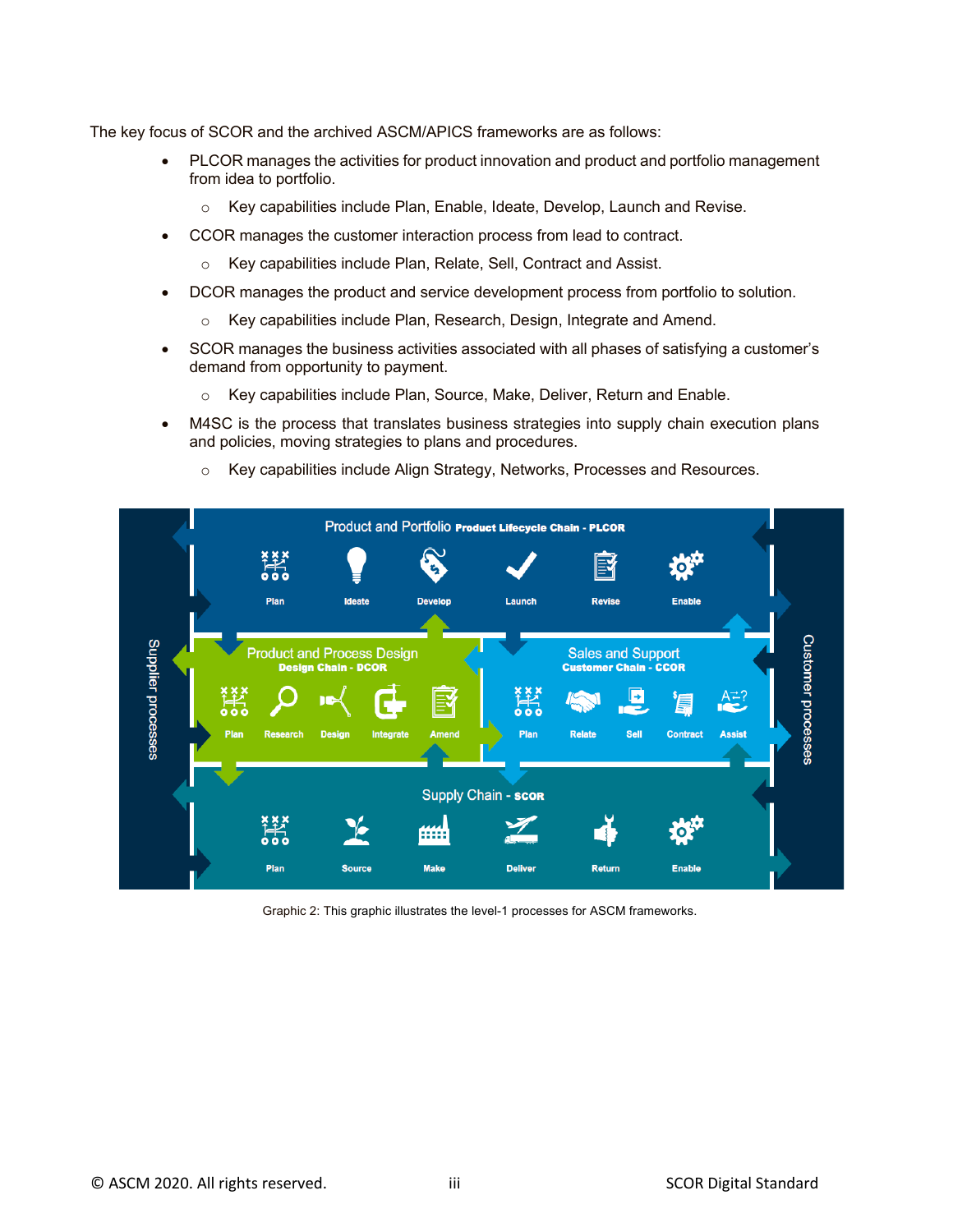The key focus of SCOR and the archived ASCM/APICS frameworks are as follows:

- PLCOR manages the activities for product innovation and product and portfolio management from idea to portfolio.
  - Key capabilities include Plan, Enable, Ideate, Develop, Launch and Revise.
- CCOR manages the customer interaction process from lead to contract.
  - Key capabilities include Plan, Relate, Sell, Contract and Assist.
- DCOR manages the product and service development process from portfolio to solution.
  - Key capabilities include Plan, Research, Design, Integrate and Amend.
- SCOR manages the business activities associated with all phases of satisfying a customer's demand from opportunity to payment.
  - Key capabilities include Plan, Source, Make, Deliver, Return and Enable.
- M4SC is the process that translates business strategies into supply chain execution plans and policies, moving strategies to plans and procedures.
  - Key capabilities include Align Strategy, Networks, Processes and Resources.

Product and Portfolio Product Lifecycle Chain - PLCOR: Plan, Ideate, Develop, Launch, Revise, Enable

Product and Process Design Design Chain - DCOR: Plan, Research, Design, Integrate, Amend

Sales and Support Customer Chain - CCOR: Plan, Relate, Sell, Contract, Assist

Supply Chain - SCOR: Plan, Source, Make, Deliver, Return, Enable

Supplier processes | Customer processes

Graphic 2: This graphic illustrates the level-1 processes for ASCM frameworks.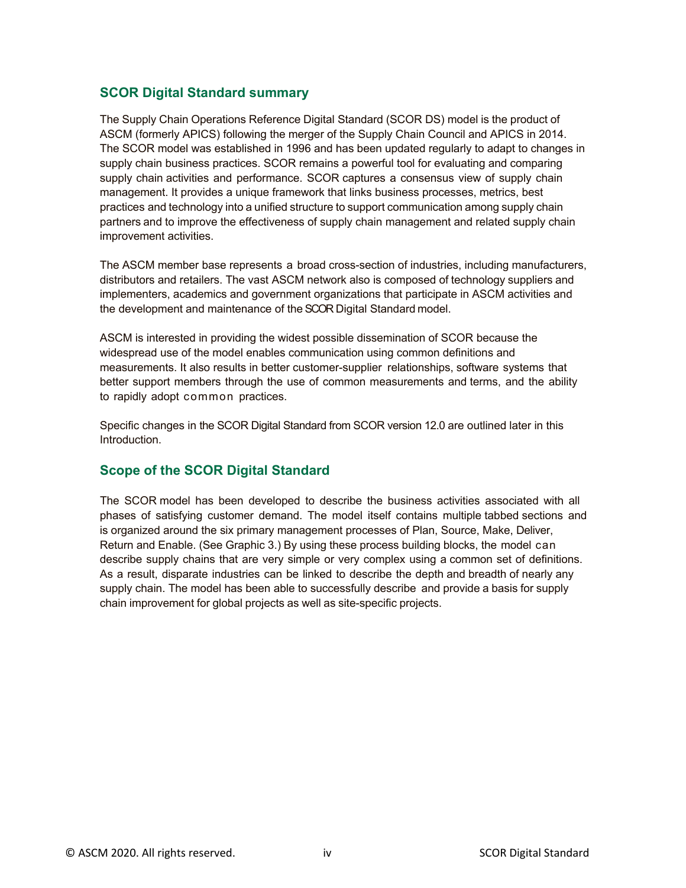## SCOR Digital Standard summary

The Supply Chain Operations Reference Digital Standard (SCOR DS) model is the product of ASCM (formerly APICS) following the merger of the Supply Chain Council and APICS in 2014. The SCOR model was established in 1996 and has been updated regularly to adapt to changes in supply chain business practices. SCOR remains a powerful tool for evaluating and comparing supply chain activities and performance. SCOR captures a consensus view of supply chain management. It provides a unique framework that links business processes, metrics, best practices and technology into a unified structure to support communication among supply chain partners and to improve the effectiveness of supply chain management and related supply chain improvement activities.

The ASCM member base represents a broad cross-section of industries, including manufacturers, distributors and retailers. The vast ASCM network also is composed of technology suppliers and implementers, academics and government organizations that participate in ASCM activities and the development and maintenance of the SCOR Digital Standard model.

ASCM is interested in providing the widest possible dissemination of SCOR because the widespread use of the model enables communication using common definitions and measurements. It also results in better customer-supplier relationships, software systems that better support members through the use of common measurements and terms, and the ability to rapidly adopt common practices.

Specific changes in the SCOR Digital Standard from SCOR version 12.0 are outlined later in this Introduction.

## Scope of the SCOR Digital Standard

The SCOR model has been developed to describe the business activities associated with all phases of satisfying customer demand. The model itself contains multiple tabbed sections and is organized around the six primary management processes of Plan, Source, Make, Deliver, Return and Enable. (See Graphic 3.) By using these process building blocks, the model can describe supply chains that are very simple or very complex using a common set of definitions. As a result, disparate industries can be linked to describe the depth and breadth of nearly any supply chain. The model has been able to successfully describe and provide a basis for supply chain improvement for global projects as well as site-specific projects.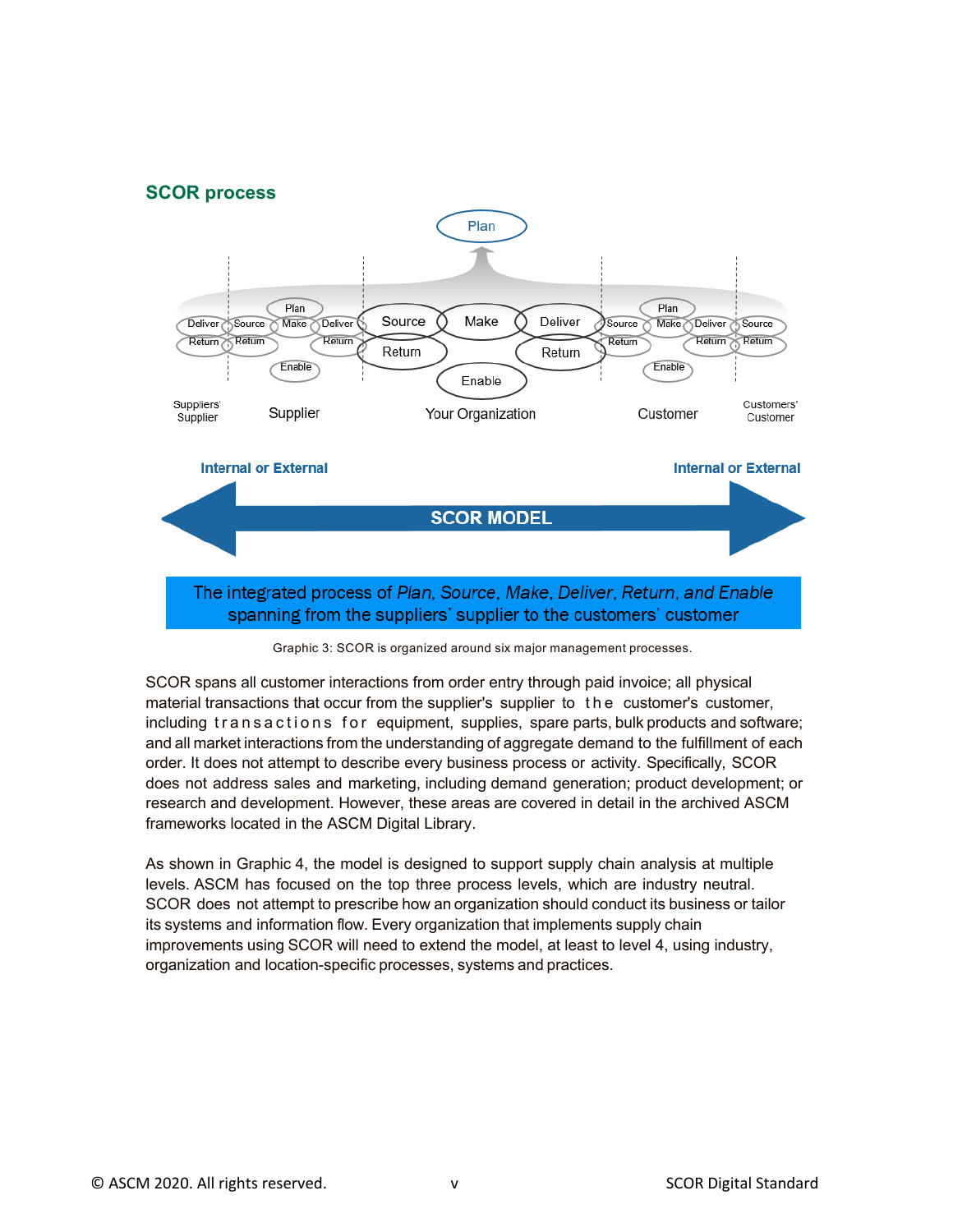## SCOR process

Graphic 3: SCOR is organized around six major management processes.

SCOR spans all customer interactions from order entry through paid invoice; all physical material transactions that occur from the supplier's supplier to the customer's customer, including transactions for equipment, supplies, spare parts, bulk products and software; and all market interactions from the understanding of aggregate demand to the fulfillment of each order. It does not attempt to describe every business process or activity. Specifically, SCOR does not address sales and marketing, including demand generation; product development; or research and development. However, these areas are covered in detail in the archived ASCM frameworks located in the ASCM Digital Library.

As shown in Graphic 4, the model is designed to support supply chain analysis at multiple levels. ASCM has focused on the top three process levels, which are industry neutral. SCOR does not attempt to prescribe how an organization should conduct its business or tailor its systems and information flow. Every organization that implements supply chain improvements using SCOR will need to extend the model, at least to level 4, using industry, organization and location-specific processes, systems and practices.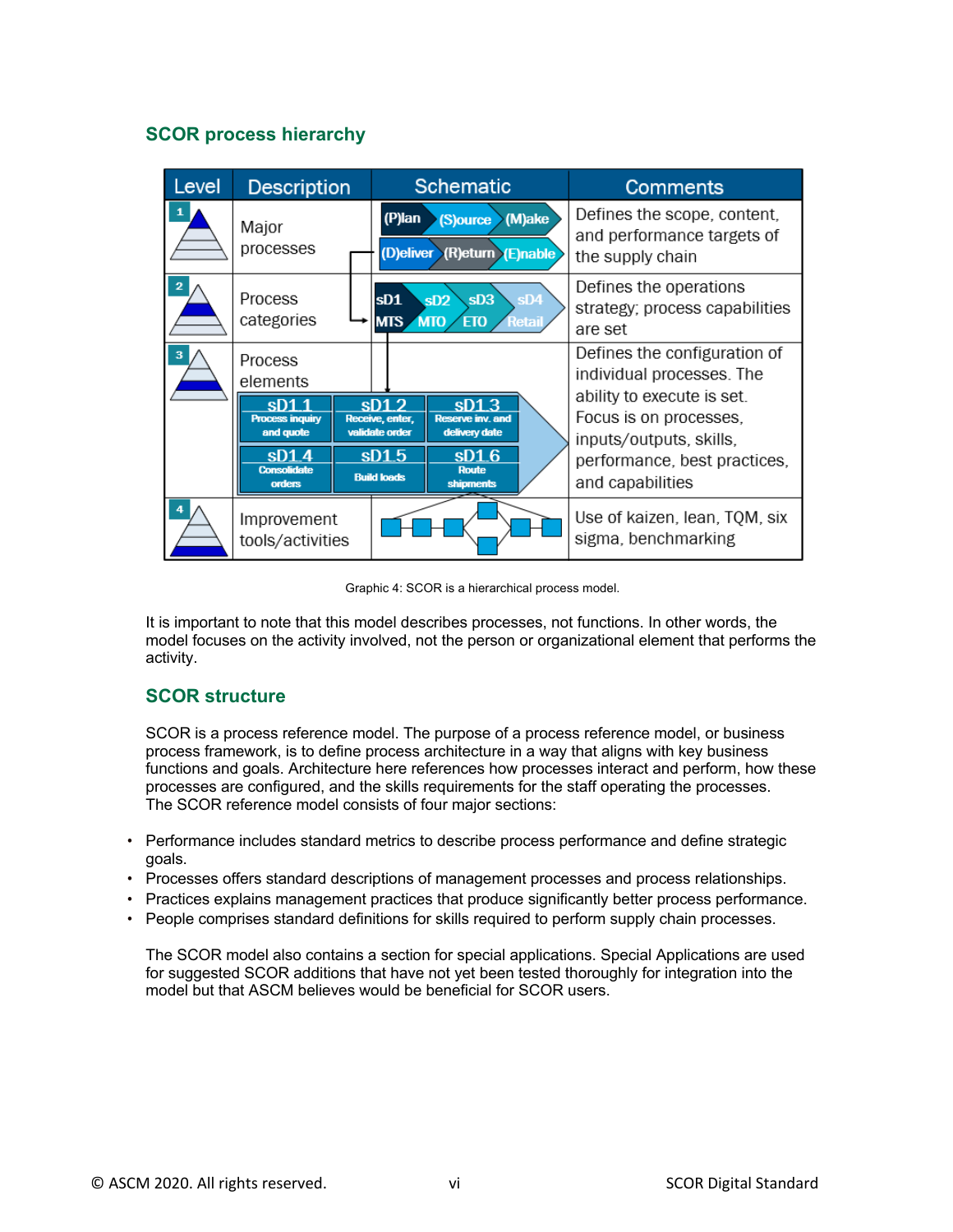## SCOR process hierarchy

| Level | Description | Schematic | Comments |
|---|---|---|---|
| 1 | Major processes | (P)lan (S)ource (M)ake (D)eliver (R)eturn (E)nable | Defines the scope, content, and performance targets of the supply chain |
| 2 | Process categories | sD1 MTS, sD2 MTO, sD3 ETO, sD4 Retail | Defines the operations strategy; process capabilities are set |
| 3 | Process elements | sD1.1 Process inquiry and quote; sD1.2 Receive, enter, validate order; sD1.3 Reserve inv. and delivery date; sD1.4 Consolidate orders; sD1.5 Build loads; sD1.6 Route shipments | Defines the configuration of individual processes. The ability to execute is set. Focus is on processes, inputs/outputs, skills, performance, best practices, and capabilities |
| 4 | Improvement tools/activities | | Use of kaizen, lean, TQM, six sigma, benchmarking |

Graphic 4: SCOR is a hierarchical process model.

It is important to note that this model describes processes, not functions. In other words, the model focuses on the activity involved, not the person or organizational element that performs the activity.

## SCOR structure

SCOR is a process reference model. The purpose of a process reference model, or business process framework, is to define process architecture in a way that aligns with key business functions and goals. Architecture here references how processes interact and perform, how these processes are configured, and the skills requirements for the staff operating the processes.
The SCOR reference model consists of four major sections:

- Performance includes standard metrics to describe process performance and define strategic goals.
- Processes offers standard descriptions of management processes and process relationships.
- Practices explains management practices that produce significantly better process performance.
- People comprises standard definitions for skills required to perform supply chain processes.

The SCOR model also contains a section for special applications. Special Applications are used for suggested SCOR additions that have not yet been tested thoroughly for integration into the model but that ASCM believes would be beneficial for SCOR users.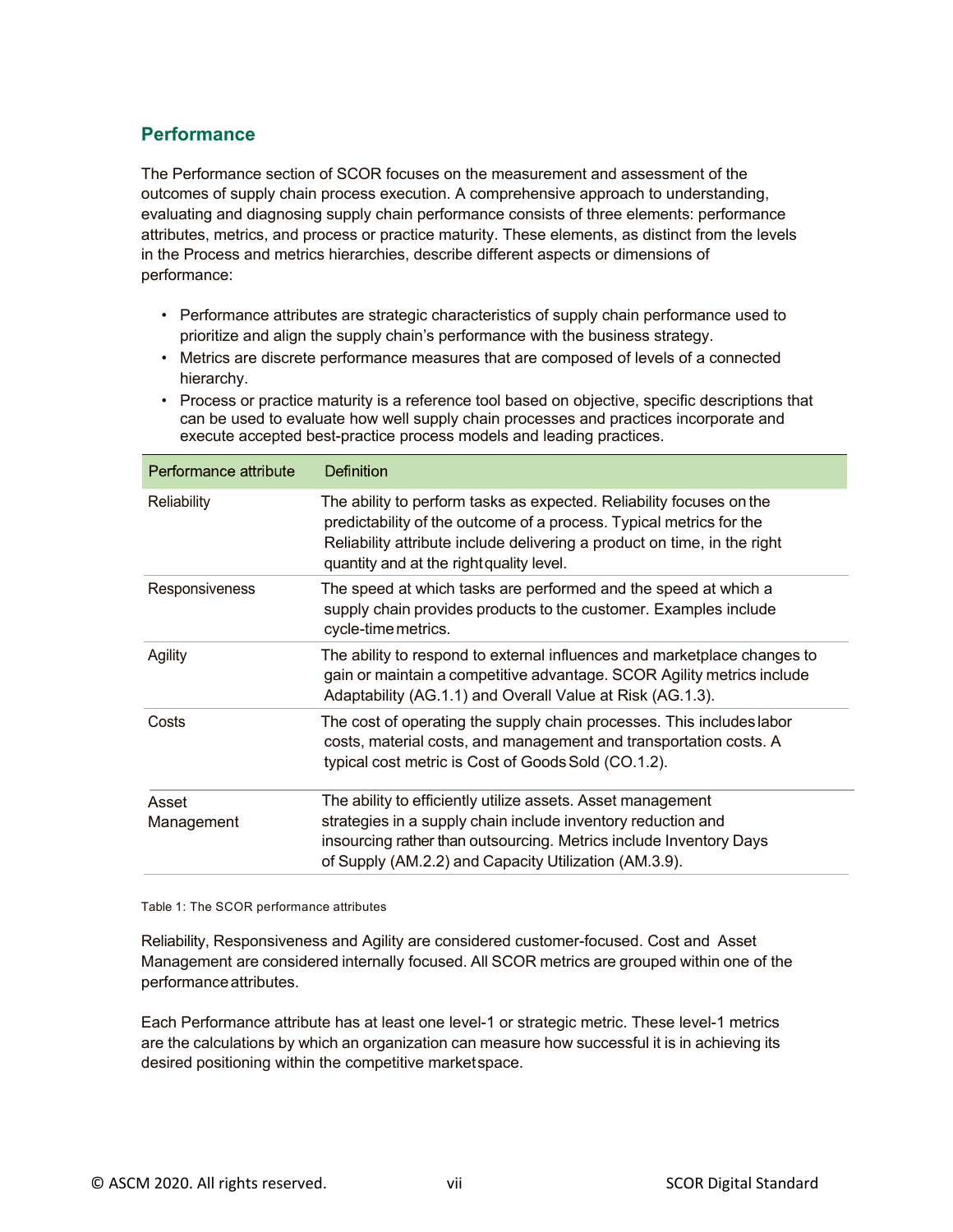## Performance

The Performance section of SCOR focuses on the measurement and assessment of the outcomes of supply chain process execution. A comprehensive approach to understanding, evaluating and diagnosing supply chain performance consists of three elements: performance attributes, metrics, and process or practice maturity. These elements, as distinct from the levels in the Process and metrics hierarchies, describe different aspects or dimensions of performance:

- Performance attributes are strategic characteristics of supply chain performance used to prioritize and align the supply chain's performance with the business strategy.
- Metrics are discrete performance measures that are composed of levels of a connected hierarchy.
- Process or practice maturity is a reference tool based on objective, specific descriptions that can be used to evaluate how well supply chain processes and practices incorporate and execute accepted best-practice process models and leading practices.

| Performance attribute | Definition |
|---|---|
| Reliability | The ability to perform tasks as expected. Reliability focuses on the predictability of the outcome of a process. Typical metrics for the Reliability attribute include delivering a product on time, in the right quantity and at the right quality level. |
| Responsiveness | The speed at which tasks are performed and the speed at which a supply chain provides products to the customer. Examples include cycle-time metrics. |
| Agility | The ability to respond to external influences and marketplace changes to gain or maintain a competitive advantage. SCOR Agility metrics include Adaptability (AG.1.1) and Overall Value at Risk (AG.1.3). |
| Costs | The cost of operating the supply chain processes. This includes labor costs, material costs, and management and transportation costs. A typical cost metric is Cost of Goods Sold (CO.1.2). |
| Asset Management | The ability to efficiently utilize assets. Asset management strategies in a supply chain include inventory reduction and insourcing rather than outsourcing. Metrics include Inventory Days of Supply (AM.2.2) and Capacity Utilization (AM.3.9). |

Table 1: The SCOR performance attributes

Reliability, Responsiveness and Agility are considered customer-focused. Cost and Asset Management are considered internally focused. All SCOR metrics are grouped within one of the performance attributes.

Each Performance attribute has at least one level-1 or strategic metric. These level-1 metrics are the calculations by which an organization can measure how successful it is in achieving its desired positioning within the competitive marketspace.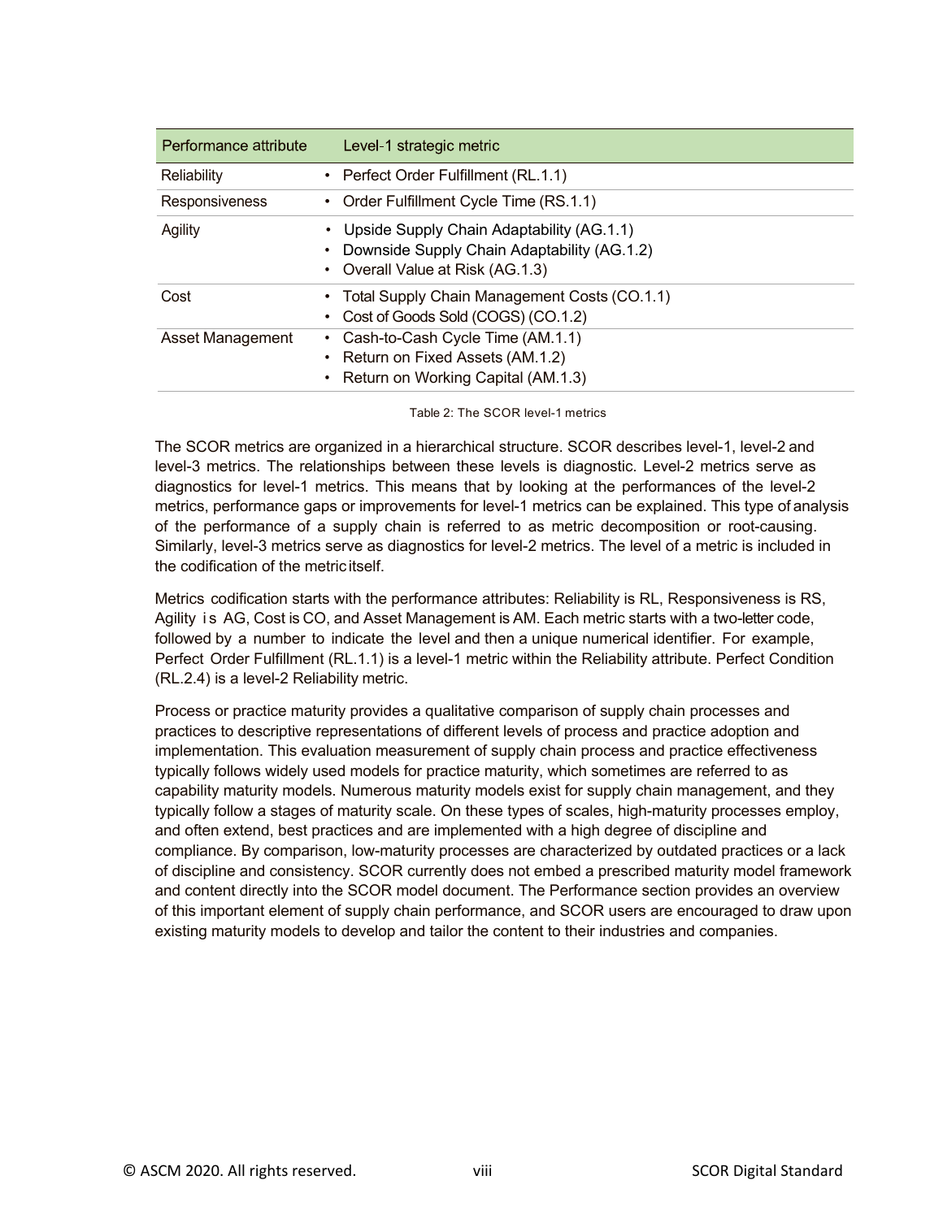| Performance attribute | Level-1 strategic metric |
|---|---|
| Reliability | • Perfect Order Fulfillment (RL.1.1) |
| Responsiveness | • Order Fulfillment Cycle Time (RS.1.1) |
| Agility | • Upside Supply Chain Adaptability (AG.1.1)<br>• Downside Supply Chain Adaptability (AG.1.2)<br>• Overall Value at Risk (AG.1.3) |
| Cost | • Total Supply Chain Management Costs (CO.1.1)<br>• Cost of Goods Sold (COGS) (CO.1.2) |
| Asset Management | • Cash-to-Cash Cycle Time (AM.1.1)<br>• Return on Fixed Assets (AM.1.2)<br>• Return on Working Capital (AM.1.3) |

Table 2: The SCOR level-1 metrics

The SCOR metrics are organized in a hierarchical structure. SCOR describes level-1, level-2 and level-3 metrics. The relationships between these levels is diagnostic. Level-2 metrics serve as diagnostics for level-1 metrics. This means that by looking at the performances of the level-2 metrics, performance gaps or improvements for level-1 metrics can be explained. This type of analysis of the performance of a supply chain is referred to as metric decomposition or root-causing. Similarly, level-3 metrics serve as diagnostics for level-2 metrics. The level of a metric is included in the codification of the metric itself.

Metrics codification starts with the performance attributes: Reliability is RL, Responsiveness is RS, Agility is AG, Cost is CO, and Asset Management is AM. Each metric starts with a two-letter code, followed by a number to indicate the level and then a unique numerical identifier. For example, Perfect Order Fulfillment (RL.1.1) is a level-1 metric within the Reliability attribute. Perfect Condition (RL.2.4) is a level-2 Reliability metric.

Process or practice maturity provides a qualitative comparison of supply chain processes and practices to descriptive representations of different levels of process and practice adoption and implementation. This evaluation measurement of supply chain process and practice effectiveness typically follows widely used models for practice maturity, which sometimes are referred to as capability maturity models. Numerous maturity models exist for supply chain management, and they typically follow a stages of maturity scale. On these types of scales, high-maturity processes employ, and often extend, best practices and are implemented with a high degree of discipline and compliance. By comparison, low-maturity processes are characterized by outdated practices or a lack of discipline and consistency. SCOR currently does not embed a prescribed maturity model framework and content directly into the SCOR model document. The Performance section provides an overview of this important element of supply chain performance, and SCOR users are encouraged to draw upon existing maturity models to develop and tailor the content to their industries and companies.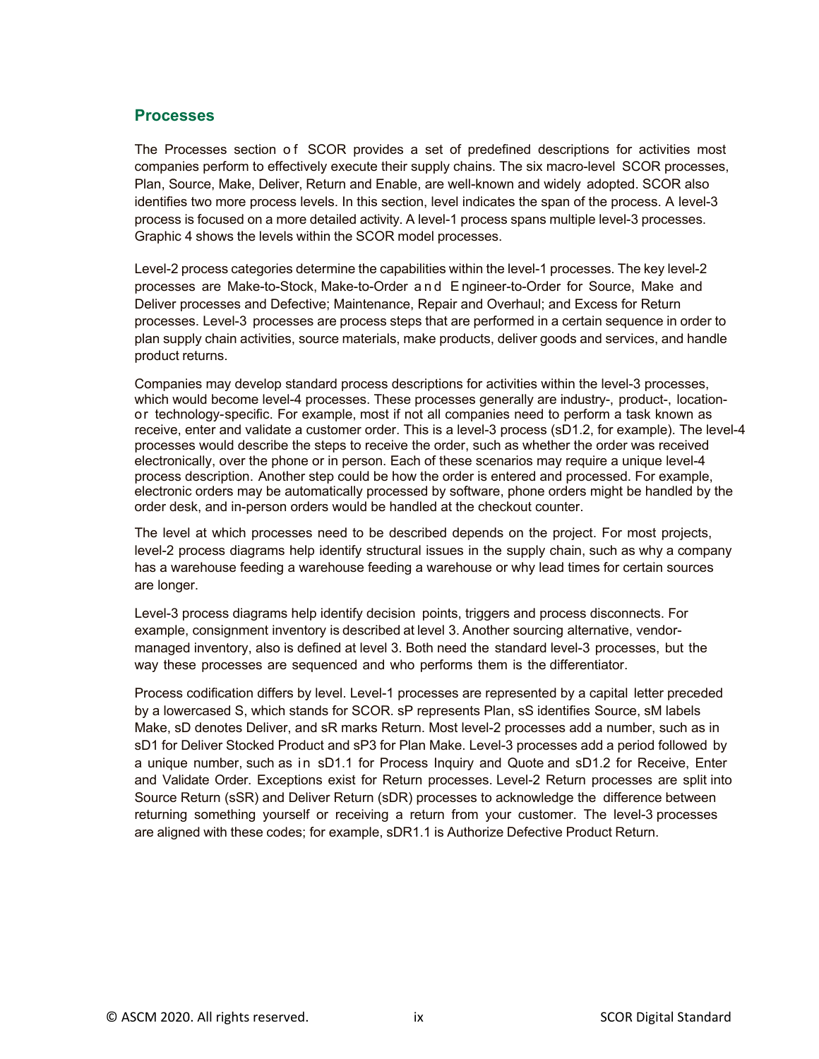## Processes

The Processes section of SCOR provides a set of predefined descriptions for activities most companies perform to effectively execute their supply chains. The six macro-level SCOR processes, Plan, Source, Make, Deliver, Return and Enable, are well-known and widely adopted. SCOR also identifies two more process levels. In this section, level indicates the span of the process. A level-3 process is focused on a more detailed activity. A level-1 process spans multiple level-3 processes. Graphic 4 shows the levels within the SCOR model processes.

Level-2 process categories determine the capabilities within the level-1 processes. The key level-2 processes are Make-to-Stock, Make-to-Order and Engineer-to-Order for Source, Make and Deliver processes and Defective; Maintenance, Repair and Overhaul; and Excess for Return processes. Level-3 processes are process steps that are performed in a certain sequence in order to plan supply chain activities, source materials, make products, deliver goods and services, and handle product returns.

Companies may develop standard process descriptions for activities within the level-3 processes, which would become level-4 processes. These processes generally are industry-, product-, location- or technology-specific. For example, most if not all companies need to perform a task known as receive, enter and validate a customer order. This is a level-3 process (sD1.2, for example). The level-4 processes would describe the steps to receive the order, such as whether the order was received electronically, over the phone or in person. Each of these scenarios may require a unique level-4 process description. Another step could be how the order is entered and processed. For example, electronic orders may be automatically processed by software, phone orders might be handled by the order desk, and in-person orders would be handled at the checkout counter.

The level at which processes need to be described depends on the project. For most projects, level-2 process diagrams help identify structural issues in the supply chain, such as why a company has a warehouse feeding a warehouse feeding a warehouse or why lead times for certain sources are longer.

Level-3 process diagrams help identify decision points, triggers and process disconnects. For example, consignment inventory is described at level 3. Another sourcing alternative, vendor-managed inventory, also is defined at level 3. Both need the standard level-3 processes, but the way these processes are sequenced and who performs them is the differentiator.

Process codification differs by level. Level-1 processes are represented by a capital letter preceded by a lowercased S, which stands for SCOR. sP represents Plan, sS identifies Source, sM labels Make, sD denotes Deliver, and sR marks Return. Most level-2 processes add a number, such as in sD1 for Deliver Stocked Product and sP3 for Plan Make. Level-3 processes add a period followed by a unique number, such as in sD1.1 for Process Inquiry and Quote and sD1.2 for Receive, Enter and Validate Order. Exceptions exist for Return processes. Level-2 Return processes are split into Source Return (sSR) and Deliver Return (sDR) processes to acknowledge the difference between returning something yourself or receiving a return from your customer. The level-3 processes are aligned with these codes; for example, sDR1.1 is Authorize Defective Product Return.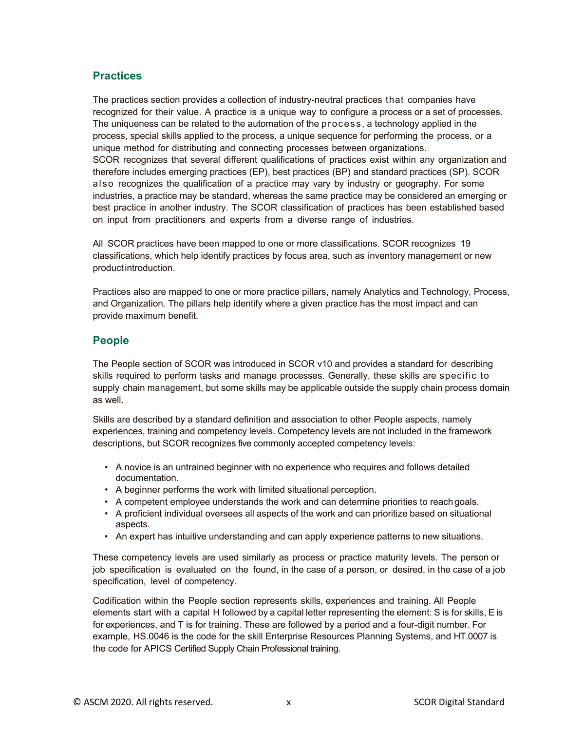## Practices

The practices section provides a collection of industry-neutral practices that companies have recognized for their value. A practice is a unique way to configure a process or a set of processes. The uniqueness can be related to the automation of the process, a technology applied in the process, special skills applied to the process, a unique sequence for performing the process, or a unique method for distributing and connecting processes between organizations.
SCOR recognizes that several different qualifications of practices exist within any organization and therefore includes emerging practices (EP), best practices (BP) and standard practices (SP). SCOR also recognizes the qualification of a practice may vary by industry or geography. For some industries, a practice may be standard, whereas the same practice may be considered an emerging or best practice in another industry. The SCOR classification of practices has been established based on input from practitioners and experts from a diverse range of industries.

All SCOR practices have been mapped to one or more classifications. SCOR recognizes 19 classifications, which help identify practices by focus area, such as inventory management or new product introduction.

Practices also are mapped to one or more practice pillars, namely Analytics and Technology, Process, and Organization. The pillars help identify where a given practice has the most impact and can provide maximum benefit.

## People

The People section of SCOR was introduced in SCOR v10 and provides a standard for describing skills required to perform tasks and manage processes. Generally, these skills are specific to supply chain management, but some skills may be applicable outside the supply chain process domain as well.

Skills are described by a standard definition and association to other People aspects, namely experiences, training and competency levels. Competency levels are not included in the framework descriptions, but SCOR recognizes five commonly accepted competency levels:

- A novice is an untrained beginner with no experience who requires and follows detailed documentation.
- A beginner performs the work with limited situational perception.
- A competent employee understands the work and can determine priorities to reach goals.
- A proficient individual oversees all aspects of the work and can prioritize based on situational aspects.
- An expert has intuitive understanding and can apply experience patterns to new situations.

These competency levels are used similarly as process or practice maturity levels. The person or job specification is evaluated on the found, in the case of a person, or desired, in the case of a job specification, level of competency.

Codification within the People section represents skills, experiences and training. All People elements start with a capital H followed by a capital letter representing the element: S is for skills, E is for experiences, and T is for training. These are followed by a period and a four-digit number. For example, HS.0046 is the code for the skill Enterprise Resources Planning Systems, and HT.0007 is the code for APICS Certified Supply Chain Professional training.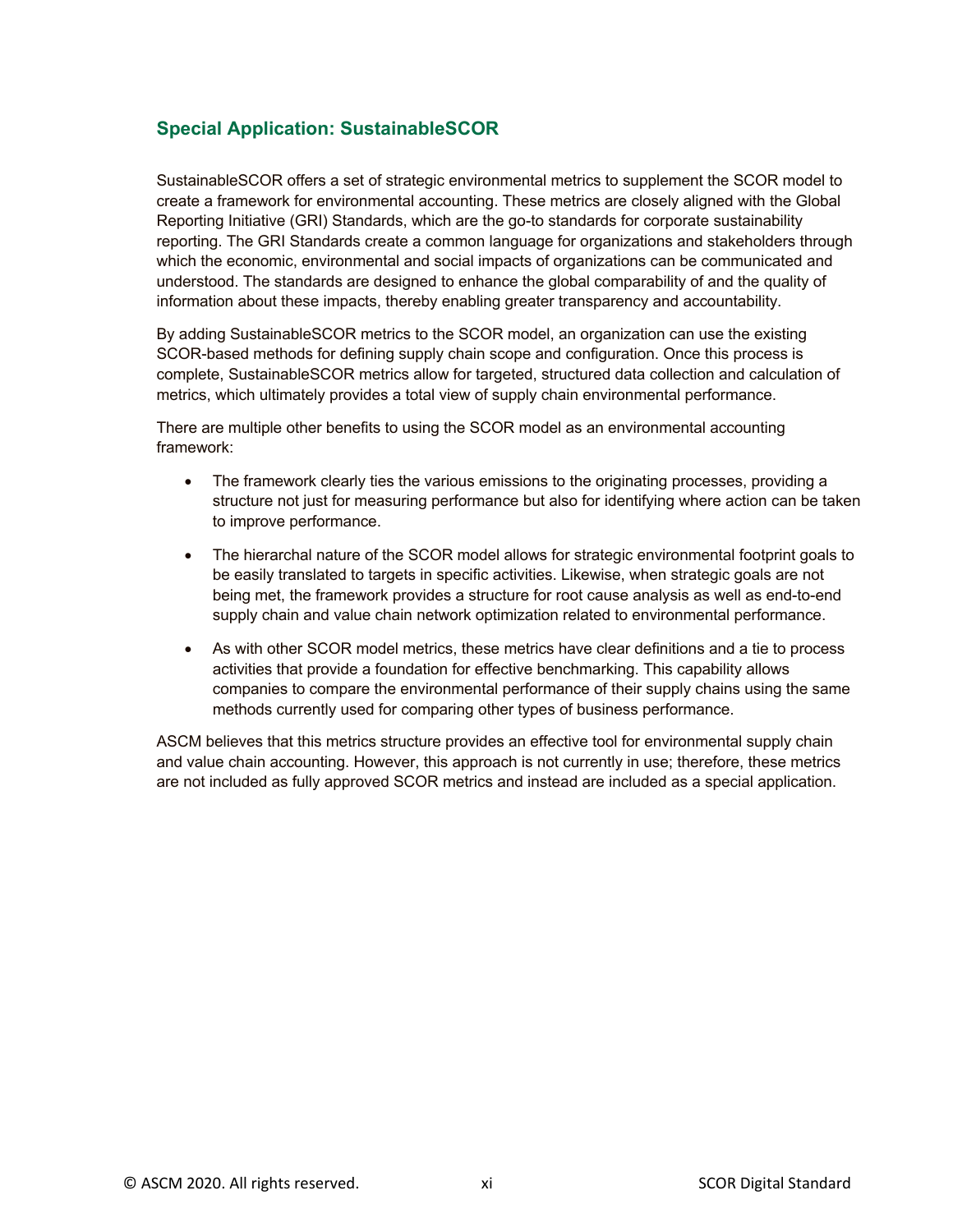## Special Application: SustainableSCOR

SustainableSCOR offers a set of strategic environmental metrics to supplement the SCOR model to create a framework for environmental accounting. These metrics are closely aligned with the Global Reporting Initiative (GRI) Standards, which are the go-to standards for corporate sustainability reporting. The GRI Standards create a common language for organizations and stakeholders through which the economic, environmental and social impacts of organizations can be communicated and understood. The standards are designed to enhance the global comparability of and the quality of information about these impacts, thereby enabling greater transparency and accountability.

By adding SustainableSCOR metrics to the SCOR model, an organization can use the existing SCOR-based methods for defining supply chain scope and configuration. Once this process is complete, SustainableSCOR metrics allow for targeted, structured data collection and calculation of metrics, which ultimately provides a total view of supply chain environmental performance.

There are multiple other benefits to using the SCOR model as an environmental accounting framework:

- The framework clearly ties the various emissions to the originating processes, providing a structure not just for measuring performance but also for identifying where action can be taken to improve performance.
- The hierarchal nature of the SCOR model allows for strategic environmental footprint goals to be easily translated to targets in specific activities. Likewise, when strategic goals are not being met, the framework provides a structure for root cause analysis as well as end-to-end supply chain and value chain network optimization related to environmental performance.
- As with other SCOR model metrics, these metrics have clear definitions and a tie to process activities that provide a foundation for effective benchmarking. This capability allows companies to compare the environmental performance of their supply chains using the same methods currently used for comparing other types of business performance.

ASCM believes that this metrics structure provides an effective tool for environmental supply chain and value chain accounting. However, this approach is not currently in use; therefore, these metrics are not included as fully approved SCOR metrics and instead are included as a special application.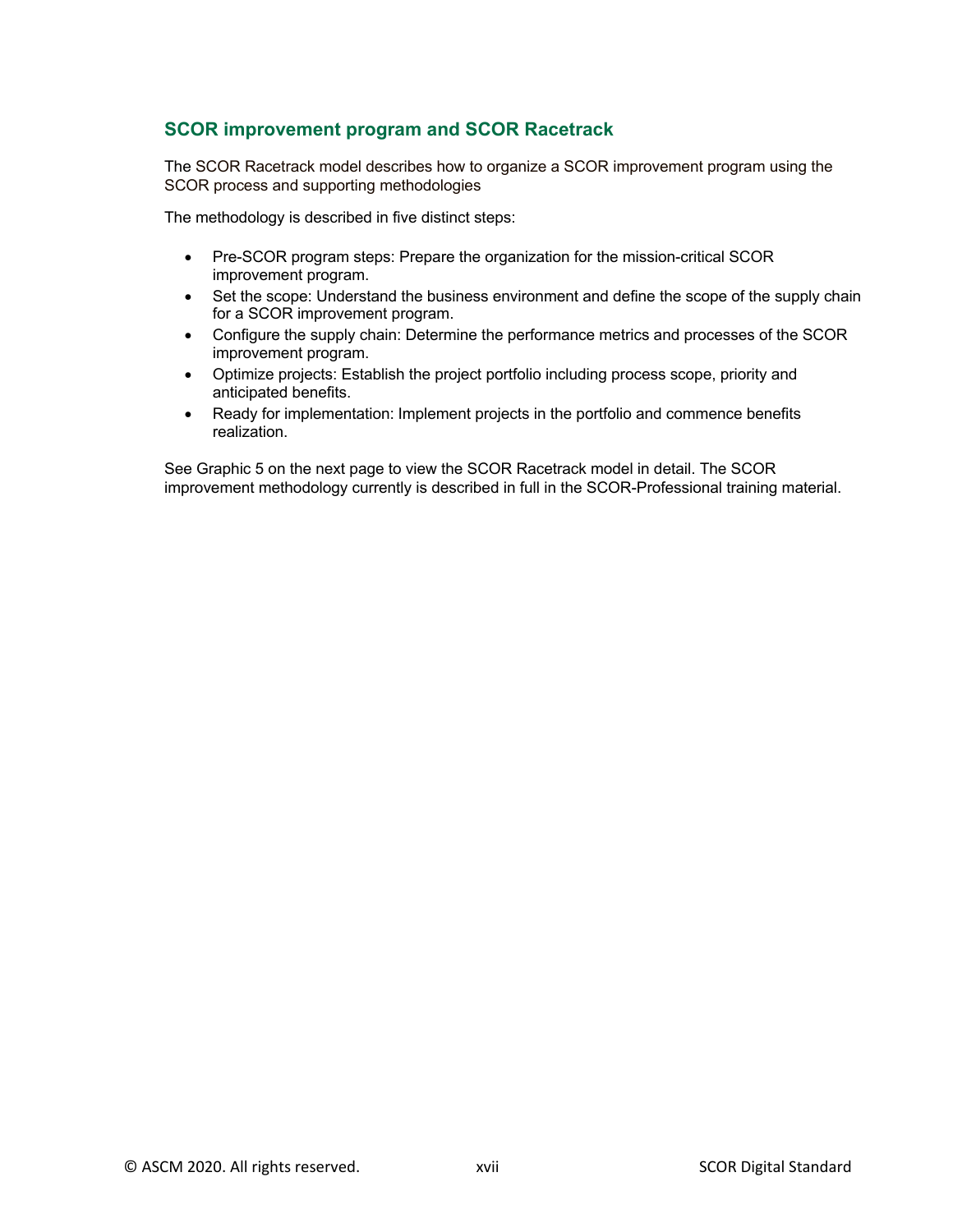## SCOR improvement program and SCOR Racetrack

The SCOR Racetrack model describes how to organize a SCOR improvement program using the SCOR process and supporting methodologies

The methodology is described in five distinct steps:

- Pre-SCOR program steps: Prepare the organization for the mission-critical SCOR improvement program.
- Set the scope: Understand the business environment and define the scope of the supply chain for a SCOR improvement program.
- Configure the supply chain: Determine the performance metrics and processes of the SCOR improvement program.
- Optimize projects: Establish the project portfolio including process scope, priority and anticipated benefits.
- Ready for implementation: Implement projects in the portfolio and commence benefits realization.

See Graphic 5 on the next page to view the SCOR Racetrack model in detail. The SCOR improvement methodology currently is described in full in the SCOR-Professional training material.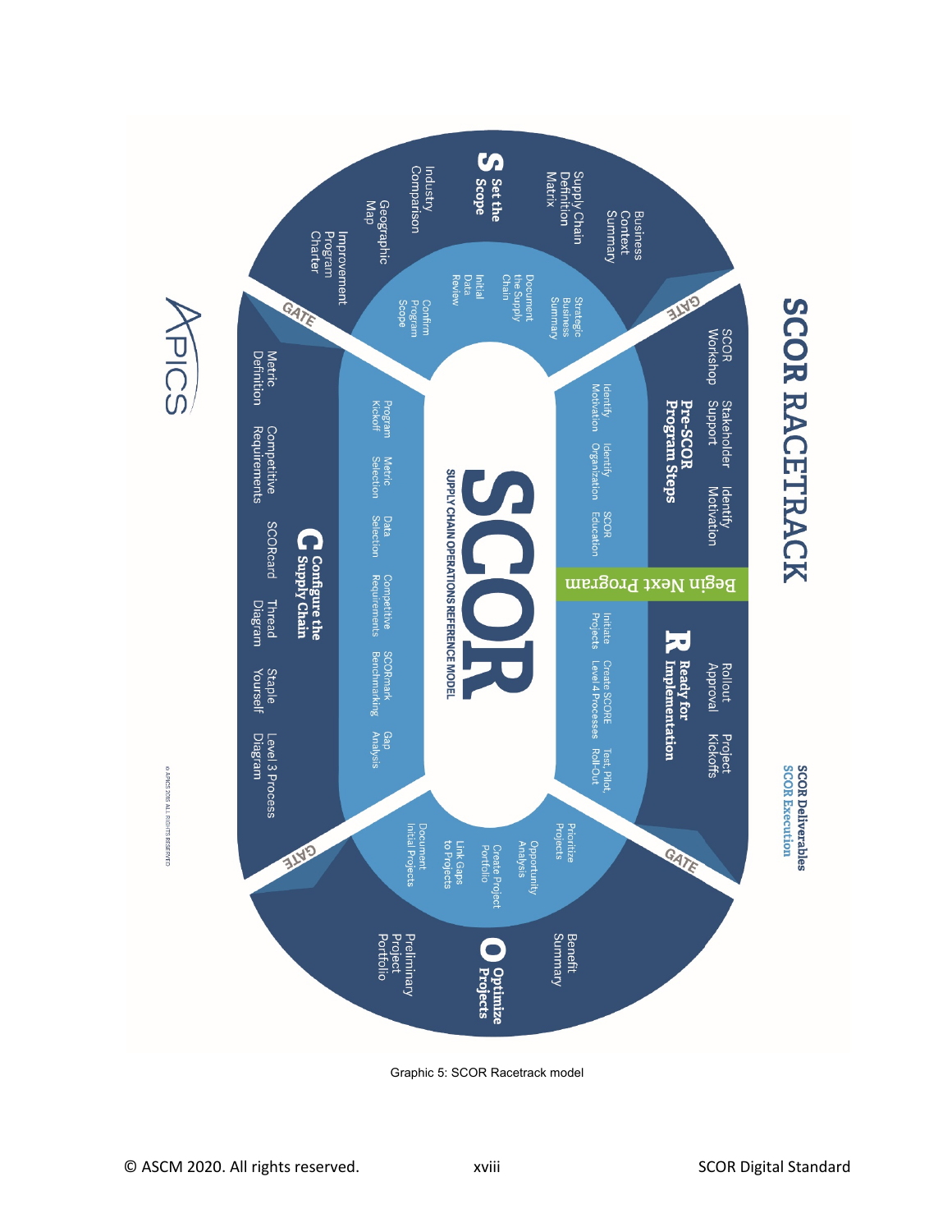# SCOR RACETRACK

**SCOR Deliverables**
**SCOR Execution**

**Pre-SCOR Program Steps**

- SCOR Workshop
- Stakeholder Support
- Identify Motivation
- Identify Motivation
- Identify Organization
- SCOR Education

**Begin Next Program**

**R Ready for Implementation**

- Rollout Approval
- Project Kickoffs
- Initiate Projects
- Create SCORE Level 4 Processes
- Test, Pilot, Roll-Out

**S Set the Scope**

- Business Context Summary
- Supply Chain Definition Matrix
- Industry Comparison
- Geographic Map
- Improvement Program Charter
- Strategic Business Summary
- Document the Supply Chain
- Initial Data Review
- Confirm Program Scope

**C Configure the Supply Chain**

- Metric Definition
- Competitive Requirements
- SCORcard
- Thread Diagram
- Staple Yourself
- Level 3 Process Diagram
- Program Kickoff
- Metric Selection
- Data Selection
- Competitive Requirements
- SCORmark Benchmarking
- Gap Analysis

**O Optimize Projects**

- Benefit Summary
- Preliminary Project Portfolio
- Prioritize Projects
- Opportunity Analysis
- Create Project Portfolio
- Link Gaps to Projects
- Document Initial Projects

GATE

SCOR — SUPPLY CHAIN OPERATIONS REFERENCE MODEL

APICS

© APICS 2015 ALL RIGHTS RESERVED

Graphic 5: SCOR Racetrack model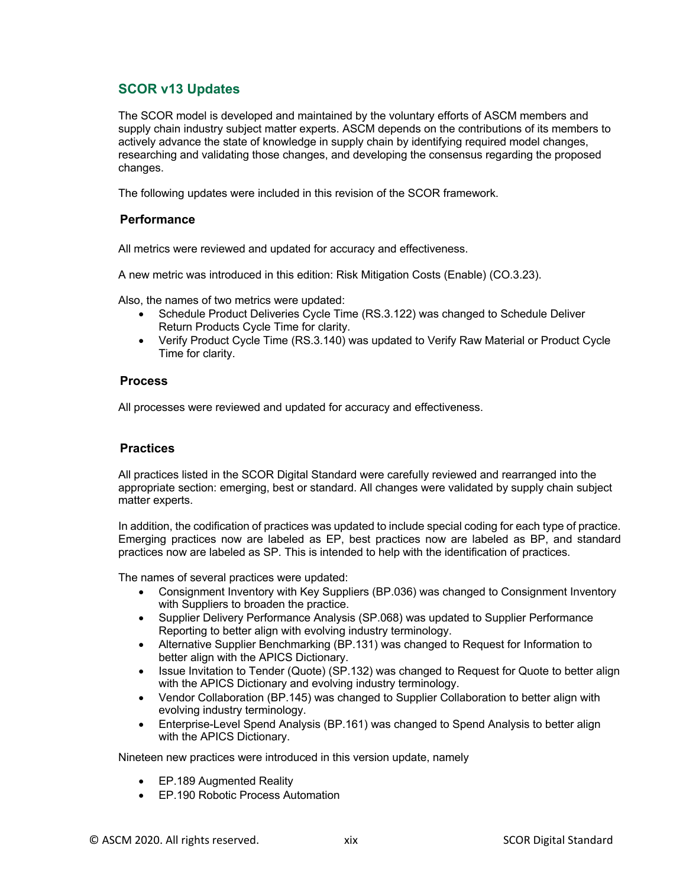## SCOR v13 Updates

The SCOR model is developed and maintained by the voluntary efforts of ASCM members and supply chain industry subject matter experts. ASCM depends on the contributions of its members to actively advance the state of knowledge in supply chain by identifying required model changes, researching and validating those changes, and developing the consensus regarding the proposed changes.

The following updates were included in this revision of the SCOR framework.

### Performance

All metrics were reviewed and updated for accuracy and effectiveness.

A new metric was introduced in this edition: Risk Mitigation Costs (Enable) (CO.3.23).

Also, the names of two metrics were updated:

- Schedule Product Deliveries Cycle Time (RS.3.122) was changed to Schedule Deliver Return Products Cycle Time for clarity.
- Verify Product Cycle Time (RS.3.140) was updated to Verify Raw Material or Product Cycle Time for clarity.

### Process

All processes were reviewed and updated for accuracy and effectiveness.

### Practices

All practices listed in the SCOR Digital Standard were carefully reviewed and rearranged into the appropriate section: emerging, best or standard. All changes were validated by supply chain subject matter experts.

In addition, the codification of practices was updated to include special coding for each type of practice. Emerging practices now are labeled as EP, best practices now are labeled as BP, and standard practices now are labeled as SP. This is intended to help with the identification of practices.

The names of several practices were updated:

- Consignment Inventory with Key Suppliers (BP.036) was changed to Consignment Inventory with Suppliers to broaden the practice.
- Supplier Delivery Performance Analysis (SP.068) was updated to Supplier Performance Reporting to better align with evolving industry terminology.
- Alternative Supplier Benchmarking (BP.131) was changed to Request for Information to better align with the APICS Dictionary.
- Issue Invitation to Tender (Quote) (SP.132) was changed to Request for Quote to better align with the APICS Dictionary and evolving industry terminology.
- Vendor Collaboration (BP.145) was changed to Supplier Collaboration to better align with evolving industry terminology.
- Enterprise-Level Spend Analysis (BP.161) was changed to Spend Analysis to better align with the APICS Dictionary.

Nineteen new practices were introduced in this version update, namely

- EP.189 Augmented Reality
- EP.190 Robotic Process Automation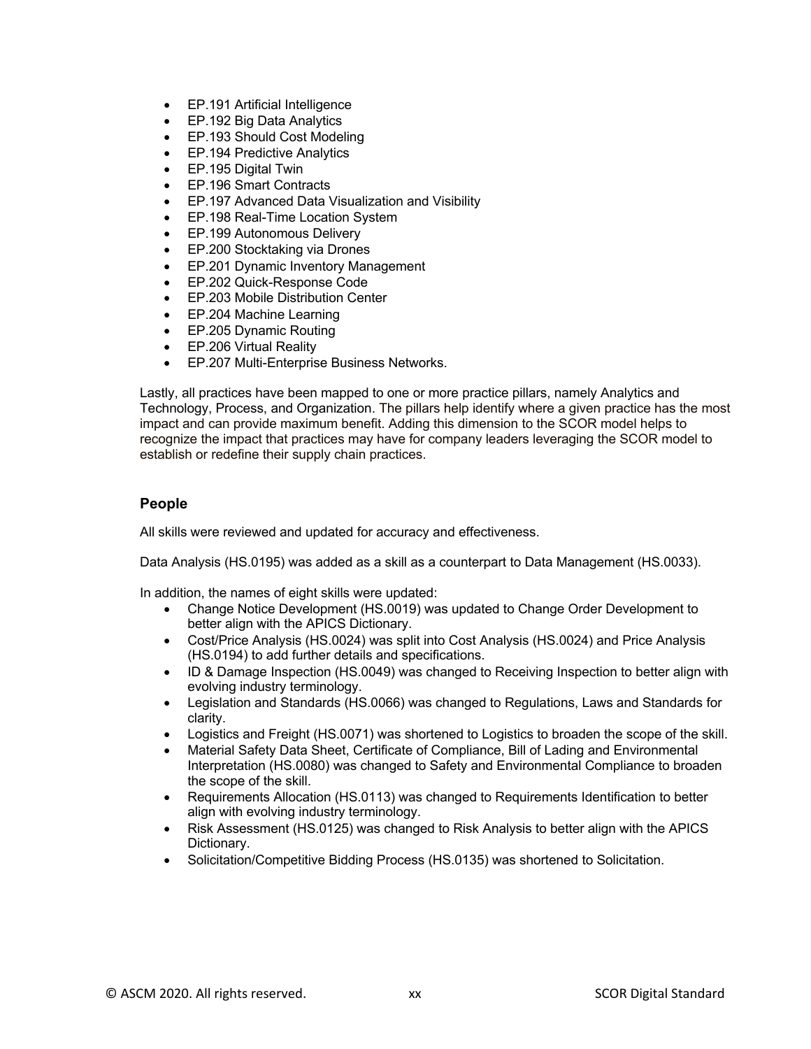- EP.191 Artificial Intelligence
- EP.192 Big Data Analytics
- EP.193 Should Cost Modeling
- EP.194 Predictive Analytics
- EP.195 Digital Twin
- EP.196 Smart Contracts
- EP.197 Advanced Data Visualization and Visibility
- EP.198 Real-Time Location System
- EP.199 Autonomous Delivery
- EP.200 Stocktaking via Drones
- EP.201 Dynamic Inventory Management
- EP.202 Quick-Response Code
- EP.203 Mobile Distribution Center
- EP.204 Machine Learning
- EP.205 Dynamic Routing
- EP.206 Virtual Reality
- EP.207 Multi-Enterprise Business Networks.

Lastly, all practices have been mapped to one or more practice pillars, namely Analytics and Technology, Process, and Organization. The pillars help identify where a given practice has the most impact and can provide maximum benefit. Adding this dimension to the SCOR model helps to recognize the impact that practices may have for company leaders leveraging the SCOR model to establish or redefine their supply chain practices.

### People

All skills were reviewed and updated for accuracy and effectiveness.

Data Analysis (HS.0195) was added as a skill as a counterpart to Data Management (HS.0033).

In addition, the names of eight skills were updated:

- Change Notice Development (HS.0019) was updated to Change Order Development to better align with the APICS Dictionary.
- Cost/Price Analysis (HS.0024) was split into Cost Analysis (HS.0024) and Price Analysis (HS.0194) to add further details and specifications.
- ID & Damage Inspection (HS.0049) was changed to Receiving Inspection to better align with evolving industry terminology.
- Legislation and Standards (HS.0066) was changed to Regulations, Laws and Standards for clarity.
- Logistics and Freight (HS.0071) was shortened to Logistics to broaden the scope of the skill.
- Material Safety Data Sheet, Certificate of Compliance, Bill of Lading and Environmental Interpretation (HS.0080) was changed to Safety and Environmental Compliance to broaden the scope of the skill.
- Requirements Allocation (HS.0113) was changed to Requirements Identification to better align with evolving industry terminology.
- Risk Assessment (HS.0125) was changed to Risk Analysis to better align with the APICS Dictionary.
- Solicitation/Competitive Bidding Process (HS.0135) was shortened to Solicitation.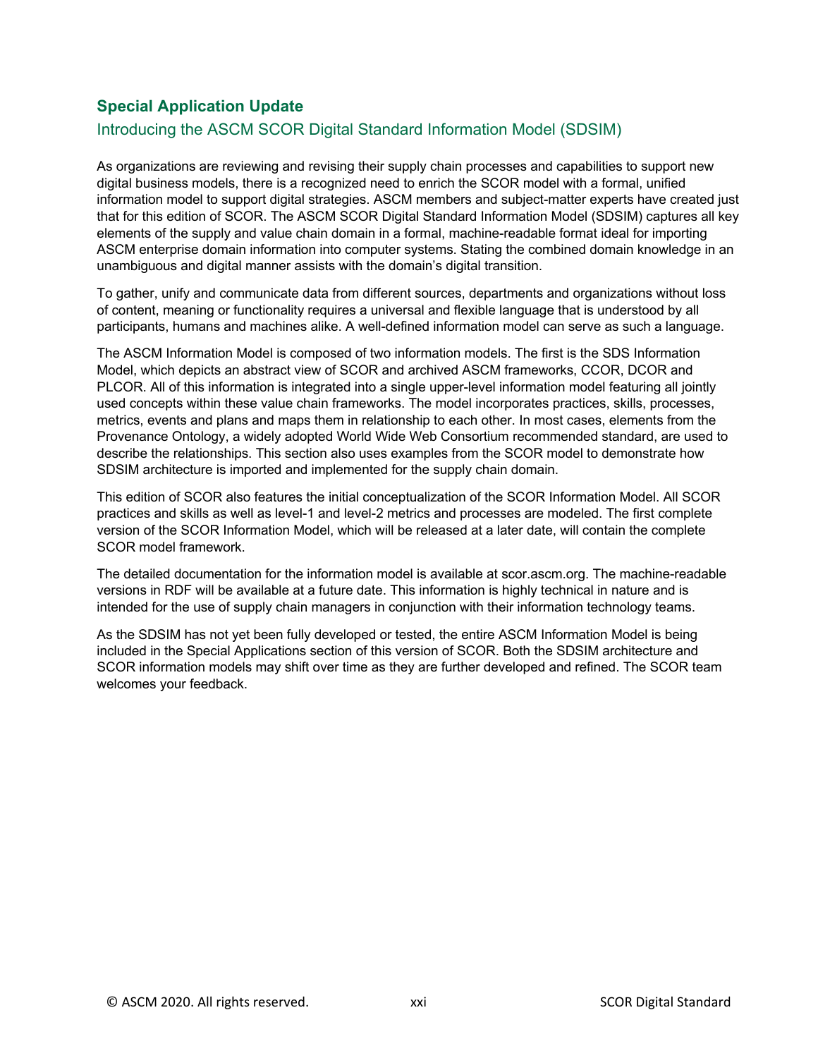## Special Application Update

### Introducing the ASCM SCOR Digital Standard Information Model (SDSIM)

As organizations are reviewing and revising their supply chain processes and capabilities to support new digital business models, there is a recognized need to enrich the SCOR model with a formal, unified information model to support digital strategies. ASCM members and subject-matter experts have created just that for this edition of SCOR. The ASCM SCOR Digital Standard Information Model (SDSIM) captures all key elements of the supply and value chain domain in a formal, machine-readable format ideal for importing ASCM enterprise domain information into computer systems. Stating the combined domain knowledge in an unambiguous and digital manner assists with the domain's digital transition.

To gather, unify and communicate data from different sources, departments and organizations without loss of content, meaning or functionality requires a universal and flexible language that is understood by all participants, humans and machines alike. A well-defined information model can serve as such a language.

The ASCM Information Model is composed of two information models. The first is the SDS Information Model, which depicts an abstract view of SCOR and archived ASCM frameworks, CCOR, DCOR and PLCOR. All of this information is integrated into a single upper-level information model featuring all jointly used concepts within these value chain frameworks. The model incorporates practices, skills, processes, metrics, events and plans and maps them in relationship to each other. In most cases, elements from the Provenance Ontology, a widely adopted World Wide Web Consortium recommended standard, are used to describe the relationships. This section also uses examples from the SCOR model to demonstrate how SDSIM architecture is imported and implemented for the supply chain domain.

This edition of SCOR also features the initial conceptualization of the SCOR Information Model. All SCOR practices and skills as well as level-1 and level-2 metrics and processes are modeled. The first complete version of the SCOR Information Model, which will be released at a later date, will contain the complete SCOR model framework.

The detailed documentation for the information model is available at scor.ascm.org. The machine-readable versions in RDF will be available at a future date. This information is highly technical in nature and is intended for the use of supply chain managers in conjunction with their information technology teams.

As the SDSIM has not yet been fully developed or tested, the entire ASCM Information Model is being included in the Special Applications section of this version of SCOR. Both the SDSIM architecture and SCOR information models may shift over time as they are further developed and refined. The SCOR team welcomes your feedback.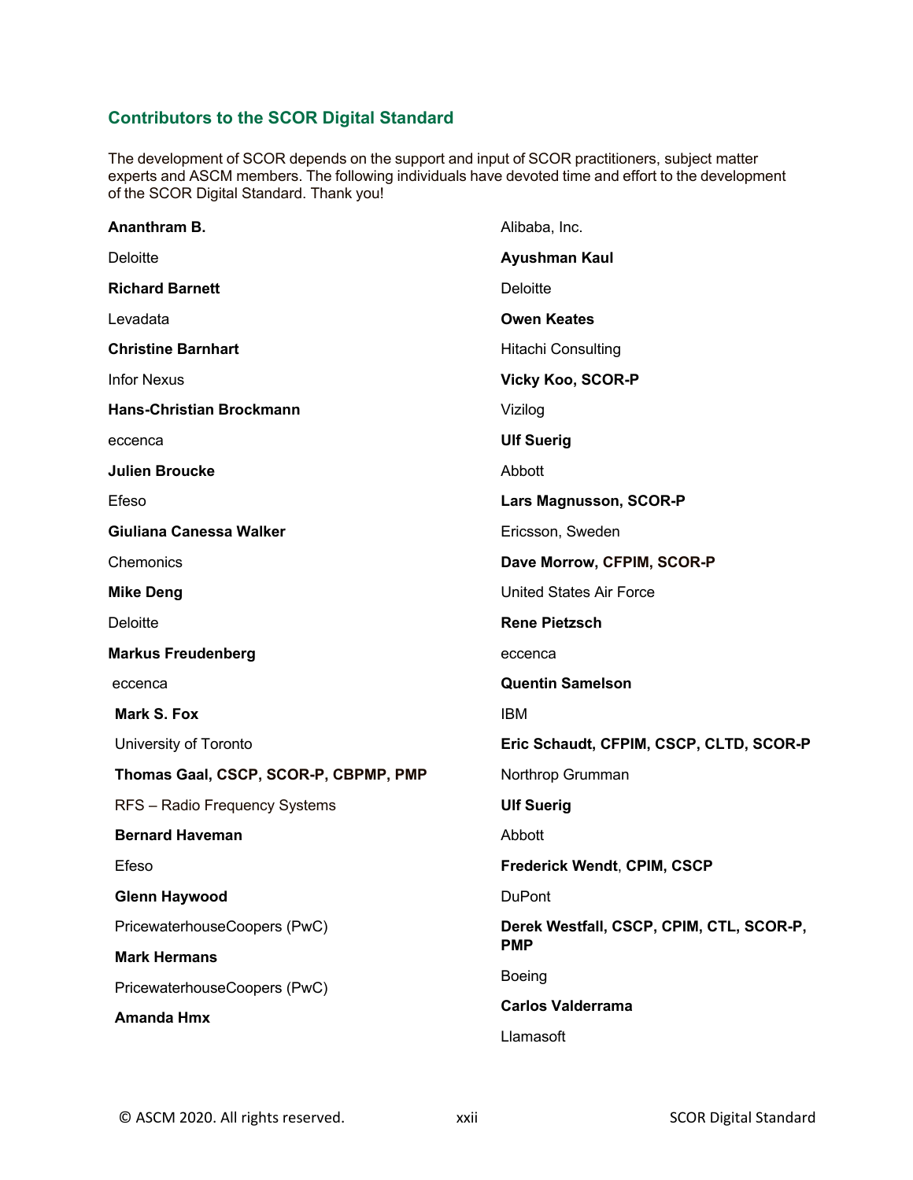## Contributors to the SCOR Digital Standard

The development of SCOR depends on the support and input of SCOR practitioners, subject matter experts and ASCM members. The following individuals have devoted time and effort to the development of the SCOR Digital Standard. Thank you!

**Ananthram B.**

Deloitte

**Richard Barnett**

Levadata

**Christine Barnhart**

Infor Nexus

**Hans-Christian Brockmann**

eccenca

**Julien Broucke**

Efeso

**Giuliana Canessa Walker**

Chemonics

**Mike Deng**

Deloitte

**Markus Freudenberg**

eccenca

**Mark S. Fox**

University of Toronto

**Thomas Gaal, CSCP, SCOR-P, CBPMP, PMP**

RFS – Radio Frequency Systems

**Bernard Haveman**

Efeso

**Glenn Haywood**

PricewaterhouseCoopers (PwC)

**Mark Hermans**

PricewaterhouseCoopers (PwC)

**Amanda Hmx**

Alibaba, Inc.

**Ayushman Kaul**

Deloitte

**Owen Keates**

Hitachi Consulting

**Vicky Koo, SCOR-P**

Vizilog

**Ulf Suerig**

Abbott

**Lars Magnusson, SCOR-P**

Ericsson, Sweden

**Dave Morrow, CFPIM, SCOR-P**

United States Air Force

**Rene Pietzsch**

eccenca

**Quentin Samelson**

IBM

**Eric Schaudt, CFPIM, CSCP, CLTD, SCOR-P**

Northrop Grumman

**Ulf Suerig**

Abbott

**Frederick Wendt, CPIM, CSCP**

DuPont

**Derek Westfall, CSCP, CPIM, CTL, SCOR-P, PMP**

Boeing

**Carlos Valderrama**

Llamasoft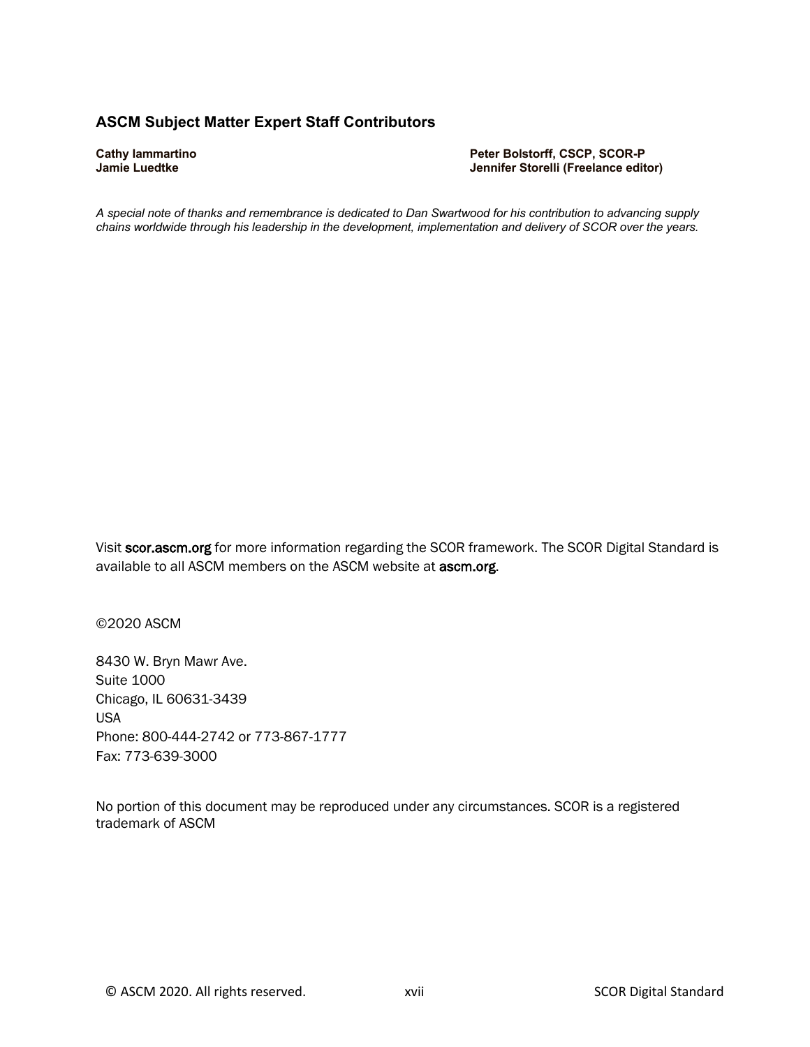### ASCM Subject Matter Expert Staff Contributors

**Cathy Iammartino**
**Jamie Luedtke**
**Peter Bolstorff, CSCP, SCOR-P**
**Jennifer Storelli (Freelance editor)**

*A special note of thanks and remembrance is dedicated to Dan Swartwood for his contribution to advancing supply chains worldwide through his leadership in the development, implementation and delivery of SCOR over the years.*

Visit **scor.ascm.org** for more information regarding the SCOR framework. The SCOR Digital Standard is available to all ASCM members on the ASCM website at **ascm.org**.

©2020 ASCM

8430 W. Bryn Mawr Ave.
Suite 1000
Chicago, IL 60631-3439
USA
Phone: 800-444-2742 or 773-867-1777
Fax: 773-639-3000

No portion of this document may be reproduced under any circumstances. SCOR is a registered trademark of ASCM